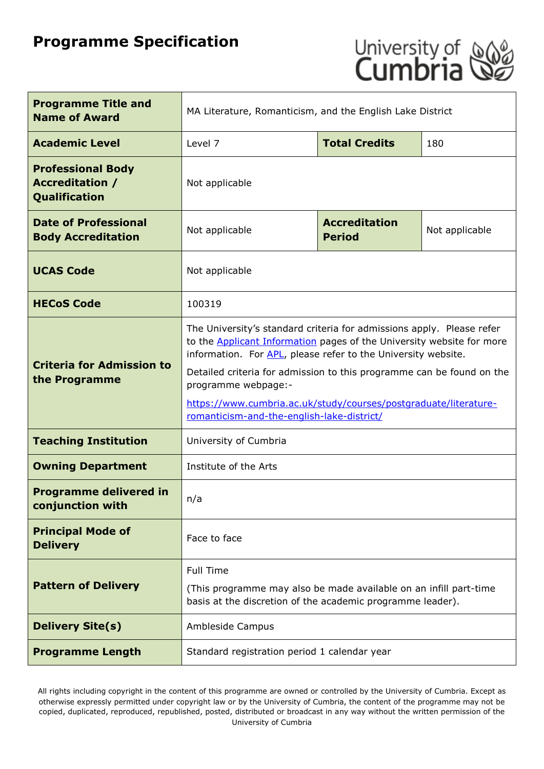# Programme Specification

| Programme Title and Name of Award | MA Literature, Romanticism, and the English Lake District | | |
|---|---|---|---|
| Academic Level | Level 7 | Total Credits | 180 |
| Professional Body Accreditation / Qualification | Not applicable | | |
| Date of Professional Body Accreditation | Not applicable | Accreditation Period | Not applicable |
| UCAS Code | Not applicable | | |
| HECoS Code | 100319 | | |
| Criteria for Admission to the Programme | The University's standard criteria for admissions apply. Please refer to the Applicant Information pages of the University website for more information. For APL, please refer to the University website. Detailed criteria for admission to this programme can be found on the programme webpage:- https://www.cumbria.ac.uk/study/courses/postgraduate/literature-romanticism-and-the-english-lake-district/ | | |
| Teaching Institution | University of Cumbria | | |
| Owning Department | Institute of the Arts | | |
| Programme delivered in conjunction with | n/a | | |
| Principal Mode of Delivery | Face to face | | |
| Pattern of Delivery | Full Time (This programme may also be made available on an infill part-time basis at the discretion of the academic programme leader). | | |
| Delivery Site(s) | Ambleside Campus | | |
| Programme Length | Standard registration period 1 calendar year | | |

All rights including copyright in the content of this programme are owned or controlled by the University of Cumbria. Except as otherwise expressly permitted under copyright law or by the University of Cumbria, the content of the programme may not be copied, duplicated, reproduced, republished, posted, distributed or broadcast in any way without the written permission of the University of Cumbria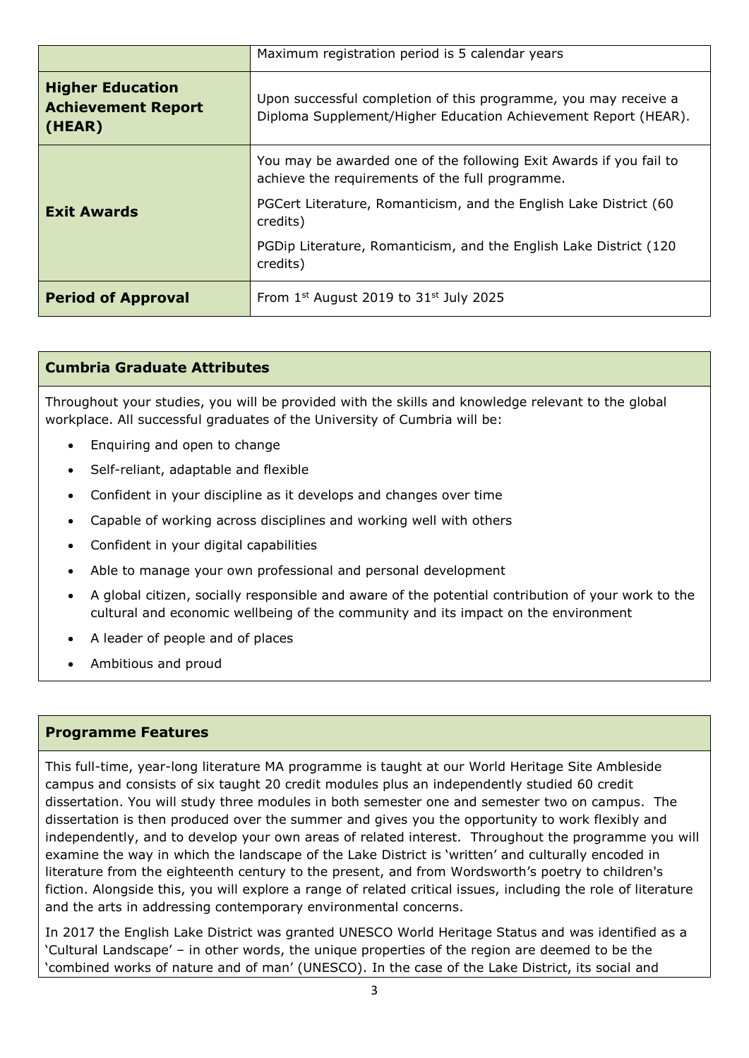| | |
|---|---|
| | Maximum registration period is 5 calendar years |
| **Higher Education Achievement Report (HEAR)** | Upon successful completion of this programme, you may receive a Diploma Supplement/Higher Education Achievement Report (HEAR). |
| **Exit Awards** | You may be awarded one of the following Exit Awards if you fail to achieve the requirements of the full programme.<br><br>PGCert Literature, Romanticism, and the English Lake District (60 credits)<br><br>PGDip Literature, Romanticism, and the English Lake District (120 credits) |
| **Period of Approval** | From 1st August 2019 to 31st July 2025 |

## Cumbria Graduate Attributes

Throughout your studies, you will be provided with the skills and knowledge relevant to the global workplace. All successful graduates of the University of Cumbria will be:

- Enquiring and open to change
- Self-reliant, adaptable and flexible
- Confident in your discipline as it develops and changes over time
- Capable of working across disciplines and working well with others
- Confident in your digital capabilities
- Able to manage your own professional and personal development
- A global citizen, socially responsible and aware of the potential contribution of your work to the cultural and economic wellbeing of the community and its impact on the environment
- A leader of people and of places
- Ambitious and proud

## Programme Features

This full-time, year-long literature MA programme is taught at our World Heritage Site Ambleside campus and consists of six taught 20 credit modules plus an independently studied 60 credit dissertation. You will study three modules in both semester one and semester two on campus. The dissertation is then produced over the summer and gives you the opportunity to work flexibly and independently, and to develop your own areas of related interest. Throughout the programme you will examine the way in which the landscape of the Lake District is 'written' and culturally encoded in literature from the eighteenth century to the present, and from Wordsworth's poetry to children's fiction. Alongside this, you will explore a range of related critical issues, including the role of literature and the arts in addressing contemporary environmental concerns.

In 2017 the English Lake District was granted UNESCO World Heritage Status and was identified as a 'Cultural Landscape' – in other words, the unique properties of the region are deemed to be the 'combined works of nature and of man' (UNESCO). In the case of the Lake District, its social and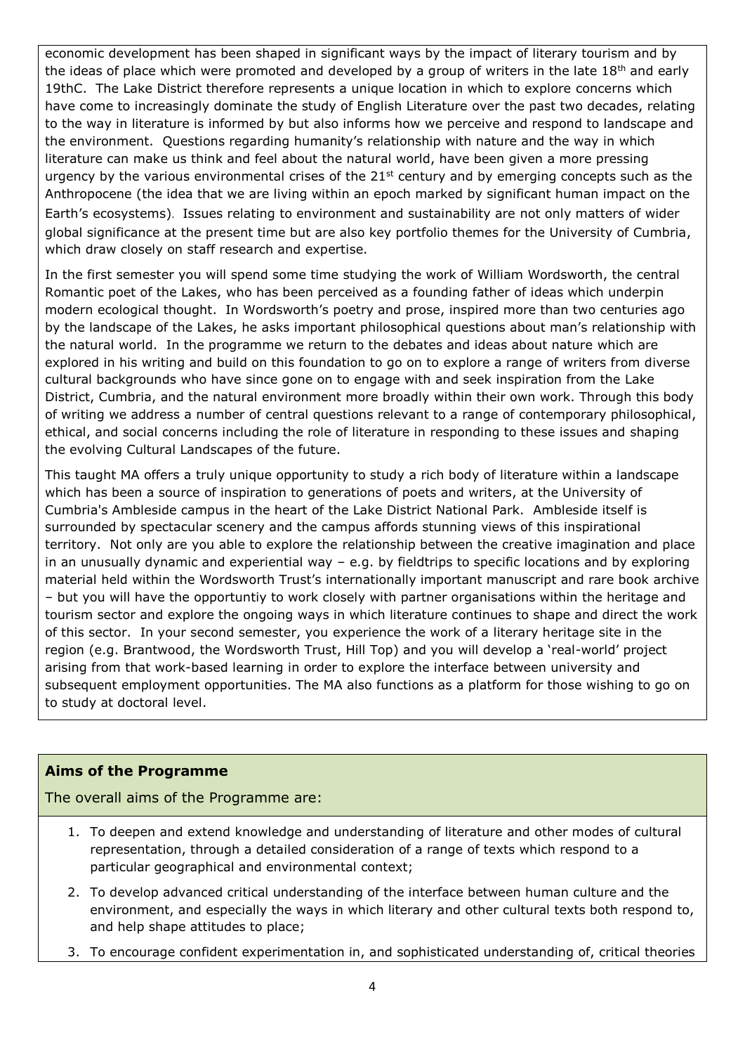economic development has been shaped in significant ways by the impact of literary tourism and by the ideas of place which were promoted and developed by a group of writers in the late 18th and early 19thC. The Lake District therefore represents a unique location in which to explore concerns which have come to increasingly dominate the study of English Literature over the past two decades, relating to the way in literature is informed by but also informs how we perceive and respond to landscape and the environment. Questions regarding humanity's relationship with nature and the way in which literature can make us think and feel about the natural world, have been given a more pressing urgency by the various environmental crises of the 21st century and by emerging concepts such as the Anthropocene (the idea that we are living within an epoch marked by significant human impact on the Earth's ecosystems). Issues relating to environment and sustainability are not only matters of wider global significance at the present time but are also key portfolio themes for the University of Cumbria, which draw closely on staff research and expertise.

In the first semester you will spend some time studying the work of William Wordsworth, the central Romantic poet of the Lakes, who has been perceived as a founding father of ideas which underpin modern ecological thought. In Wordsworth's poetry and prose, inspired more than two centuries ago by the landscape of the Lakes, he asks important philosophical questions about man's relationship with the natural world. In the programme we return to the debates and ideas about nature which are explored in his writing and build on this foundation to go on to explore a range of writers from diverse cultural backgrounds who have since gone on to engage with and seek inspiration from the Lake District, Cumbria, and the natural environment more broadly within their own work. Through this body of writing we address a number of central questions relevant to a range of contemporary philosophical, ethical, and social concerns including the role of literature in responding to these issues and shaping the evolving Cultural Landscapes of the future.

This taught MA offers a truly unique opportunity to study a rich body of literature within a landscape which has been a source of inspiration to generations of poets and writers, at the University of Cumbria's Ambleside campus in the heart of the Lake District National Park. Ambleside itself is surrounded by spectacular scenery and the campus affords stunning views of this inspirational territory. Not only are you able to explore the relationship between the creative imagination and place in an unusually dynamic and experiential way – e.g. by fieldtrips to specific locations and by exploring material held within the Wordsworth Trust's internationally important manuscript and rare book archive – but you will have the opportuntiy to work closely with partner organisations within the heritage and tourism sector and explore the ongoing ways in which literature continues to shape and direct the work of this sector. In your second semester, you experience the work of a literary heritage site in the region (e.g. Brantwood, the Wordsworth Trust, Hill Top) and you will develop a 'real-world' project arising from that work-based learning in order to explore the interface between university and subsequent employment opportunities. The MA also functions as a platform for those wishing to go on to study at doctoral level.

## Aims of the Programme

The overall aims of the Programme are:

1. To deepen and extend knowledge and understanding of literature and other modes of cultural representation, through a detailed consideration of a range of texts which respond to a particular geographical and environmental context;
2. To develop advanced critical understanding of the interface between human culture and the environment, and especially the ways in which literary and other cultural texts both respond to, and help shape attitudes to place;
3. To encourage confident experimentation in, and sophisticated understanding of, critical theories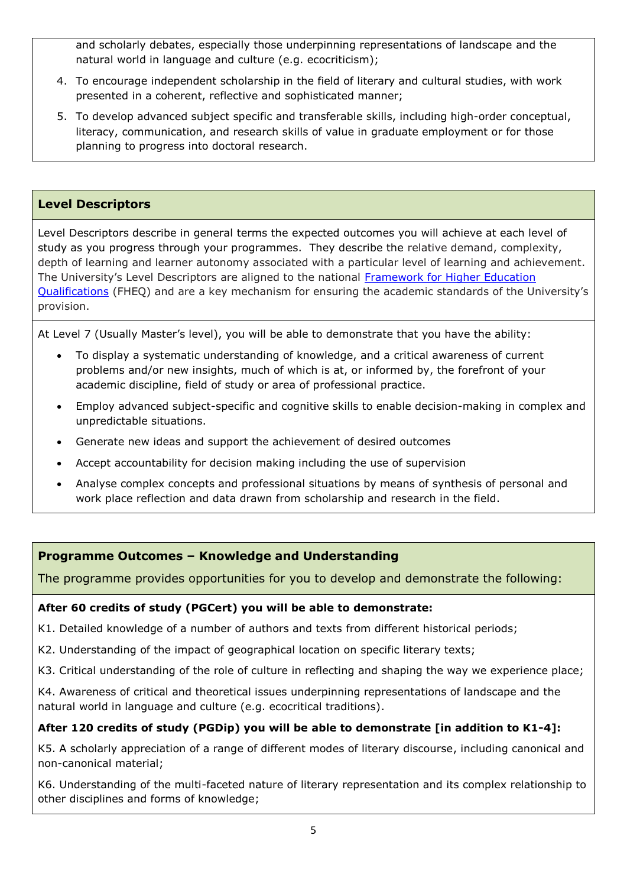and scholarly debates, especially those underpinning representations of landscape and the natural world in language and culture (e.g. ecocriticism);

4. To encourage independent scholarship in the field of literary and cultural studies, with work presented in a coherent, reflective and sophisticated manner;
5. To develop advanced subject specific and transferable skills, including high-order conceptual, literacy, communication, and research skills of value in graduate employment or for those planning to progress into doctoral research.

## Level Descriptors

Level Descriptors describe in general terms the expected outcomes you will achieve at each level of study as you progress through your programmes. They describe the relative demand, complexity, depth of learning and learner autonomy associated with a particular level of learning and achievement. The University's Level Descriptors are aligned to the national [Framework for Higher Education Qualifications] (FHEQ) and are a key mechanism for ensuring the academic standards of the University's provision.

At Level 7 (Usually Master's level), you will be able to demonstrate that you have the ability:

- To display a systematic understanding of knowledge, and a critical awareness of current problems and/or new insights, much of which is at, or informed by, the forefront of your academic discipline, field of study or area of professional practice.
- Employ advanced subject-specific and cognitive skills to enable decision-making in complex and unpredictable situations.
- Generate new ideas and support the achievement of desired outcomes
- Accept accountability for decision making including the use of supervision
- Analyse complex concepts and professional situations by means of synthesis of personal and work place reflection and data drawn from scholarship and research in the field.

## Programme Outcomes – Knowledge and Understanding

The programme provides opportunities for you to develop and demonstrate the following:

**After 60 credits of study (PGCert) you will be able to demonstrate:**

K1. Detailed knowledge of a number of authors and texts from different historical periods;

K2. Understanding of the impact of geographical location on specific literary texts;

K3. Critical understanding of the role of culture in reflecting and shaping the way we experience place;

K4. Awareness of critical and theoretical issues underpinning representations of landscape and the natural world in language and culture (e.g. ecocritical traditions).

**After 120 credits of study (PGDip) you will be able to demonstrate [in addition to K1-4]:**

K5. A scholarly appreciation of a range of different modes of literary discourse, including canonical and non-canonical material;

K6. Understanding of the multi-faceted nature of literary representation and its complex relationship to other disciplines and forms of knowledge;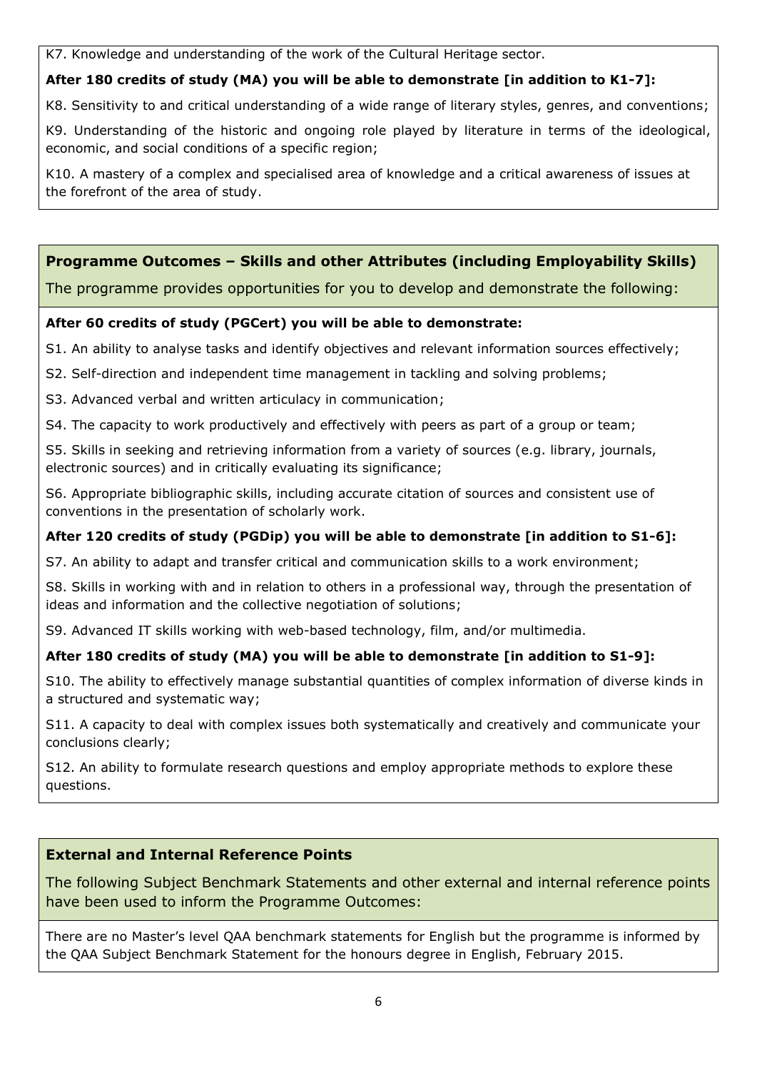K7. Knowledge and understanding of the work of the Cultural Heritage sector.

**After 180 credits of study (MA) you will be able to demonstrate [in addition to K1-7]:**

K8. Sensitivity to and critical understanding of a wide range of literary styles, genres, and conventions;

K9. Understanding of the historic and ongoing role played by literature in terms of the ideological, economic, and social conditions of a specific region;

K10. A mastery of a complex and specialised area of knowledge and a critical awareness of issues at the forefront of the area of study.

## Programme Outcomes – Skills and other Attributes (including Employability Skills)

The programme provides opportunities for you to develop and demonstrate the following:

**After 60 credits of study (PGCert) you will be able to demonstrate:**

S1. An ability to analyse tasks and identify objectives and relevant information sources effectively;

S2. Self-direction and independent time management in tackling and solving problems;

S3. Advanced verbal and written articulacy in communication;

S4. The capacity to work productively and effectively with peers as part of a group or team;

S5. Skills in seeking and retrieving information from a variety of sources (e.g. library, journals, electronic sources) and in critically evaluating its significance;

S6. Appropriate bibliographic skills, including accurate citation of sources and consistent use of conventions in the presentation of scholarly work.

**After 120 credits of study (PGDip) you will be able to demonstrate [in addition to S1-6]:**

S7. An ability to adapt and transfer critical and communication skills to a work environment;

S8. Skills in working with and in relation to others in a professional way, through the presentation of ideas and information and the collective negotiation of solutions;

S9. Advanced IT skills working with web-based technology, film, and/or multimedia.

**After 180 credits of study (MA) you will be able to demonstrate [in addition to S1-9]:**

S10. The ability to effectively manage substantial quantities of complex information of diverse kinds in a structured and systematic way;

S11. A capacity to deal with complex issues both systematically and creatively and communicate your conclusions clearly;

S12. An ability to formulate research questions and employ appropriate methods to explore these questions.

## External and Internal Reference Points

The following Subject Benchmark Statements and other external and internal reference points have been used to inform the Programme Outcomes:

There are no Master's level QAA benchmark statements for English but the programme is informed by the QAA Subject Benchmark Statement for the honours degree in English, February 2015.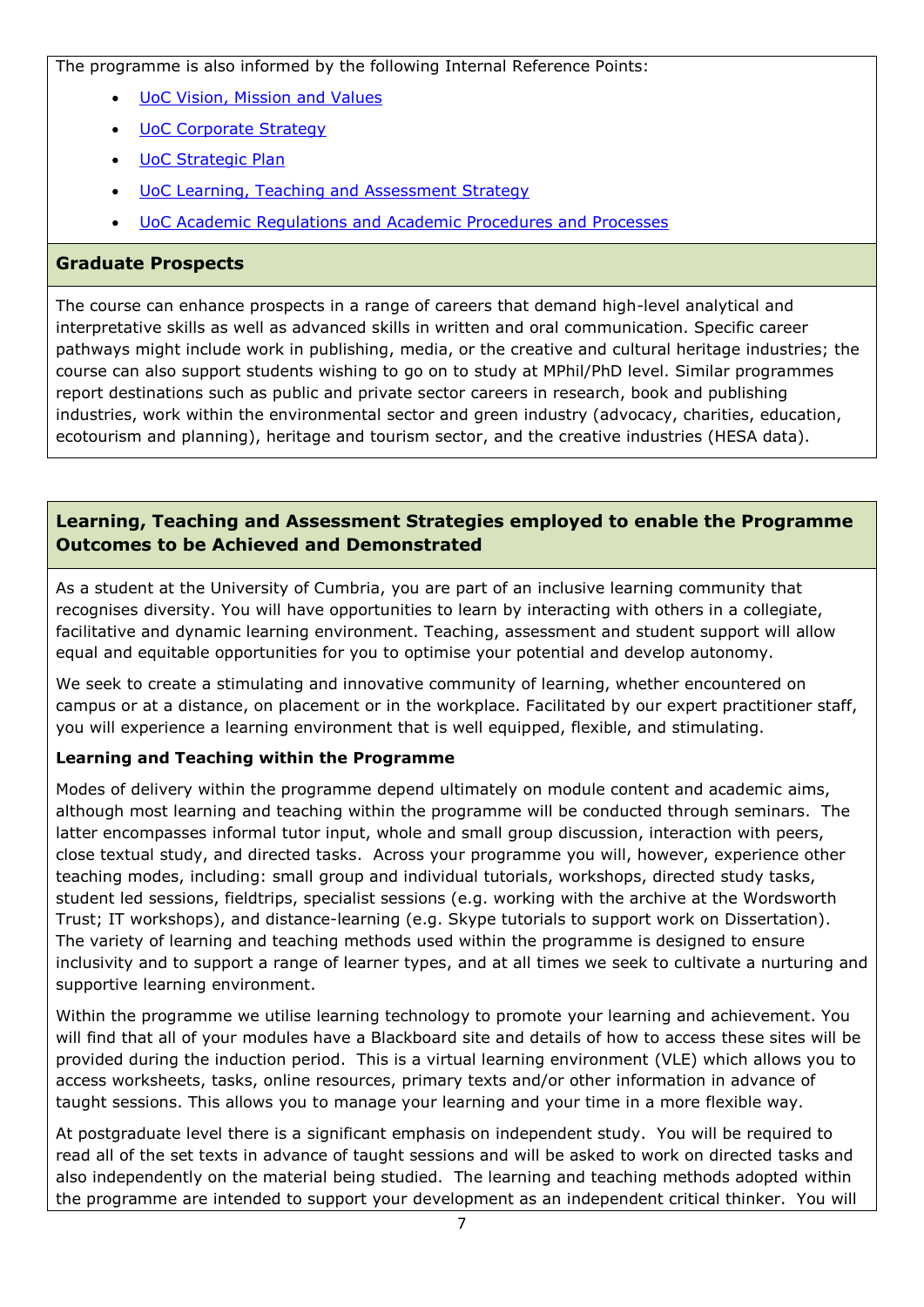The programme is also informed by the following Internal Reference Points:

- UoC Vision, Mission and Values
- UoC Corporate Strategy
- UoC Strategic Plan
- UoC Learning, Teaching and Assessment Strategy
- UoC Academic Regulations and Academic Procedures and Processes

## Graduate Prospects

The course can enhance prospects in a range of careers that demand high-level analytical and interpretative skills as well as advanced skills in written and oral communication. Specific career pathways might include work in publishing, media, or the creative and cultural heritage industries; the course can also support students wishing to go on to study at MPhil/PhD level. Similar programmes report destinations such as public and private sector careers in research, book and publishing industries, work within the environmental sector and green industry (advocacy, charities, education, ecotourism and planning), heritage and tourism sector, and the creative industries (HESA data).

## Learning, Teaching and Assessment Strategies employed to enable the Programme Outcomes to be Achieved and Demonstrated

As a student at the University of Cumbria, you are part of an inclusive learning community that recognises diversity. You will have opportunities to learn by interacting with others in a collegiate, facilitative and dynamic learning environment. Teaching, assessment and student support will allow equal and equitable opportunities for you to optimise your potential and develop autonomy.

We seek to create a stimulating and innovative community of learning, whether encountered on campus or at a distance, on placement or in the workplace. Facilitated by our expert practitioner staff, you will experience a learning environment that is well equipped, flexible, and stimulating.

**Learning and Teaching within the Programme**

Modes of delivery within the programme depend ultimately on module content and academic aims, although most learning and teaching within the programme will be conducted through seminars. The latter encompasses informal tutor input, whole and small group discussion, interaction with peers, close textual study, and directed tasks. Across your programme you will, however, experience other teaching modes, including: small group and individual tutorials, workshops, directed study tasks, student led sessions, fieldtrips, specialist sessions (e.g. working with the archive at the Wordsworth Trust; IT workshops), and distance-learning (e.g. Skype tutorials to support work on Dissertation). The variety of learning and teaching methods used within the programme is designed to ensure inclusivity and to support a range of learner types, and at all times we seek to cultivate a nurturing and supportive learning environment.

Within the programme we utilise learning technology to promote your learning and achievement. You will find that all of your modules have a Blackboard site and details of how to access these sites will be provided during the induction period. This is a virtual learning environment (VLE) which allows you to access worksheets, tasks, online resources, primary texts and/or other information in advance of taught sessions. This allows you to manage your learning and your time in a more flexible way.

At postgraduate level there is a significant emphasis on independent study. You will be required to read all of the set texts in advance of taught sessions and will be asked to work on directed tasks and also independently on the material being studied. The learning and teaching methods adopted within the programme are intended to support your development as an independent critical thinker. You will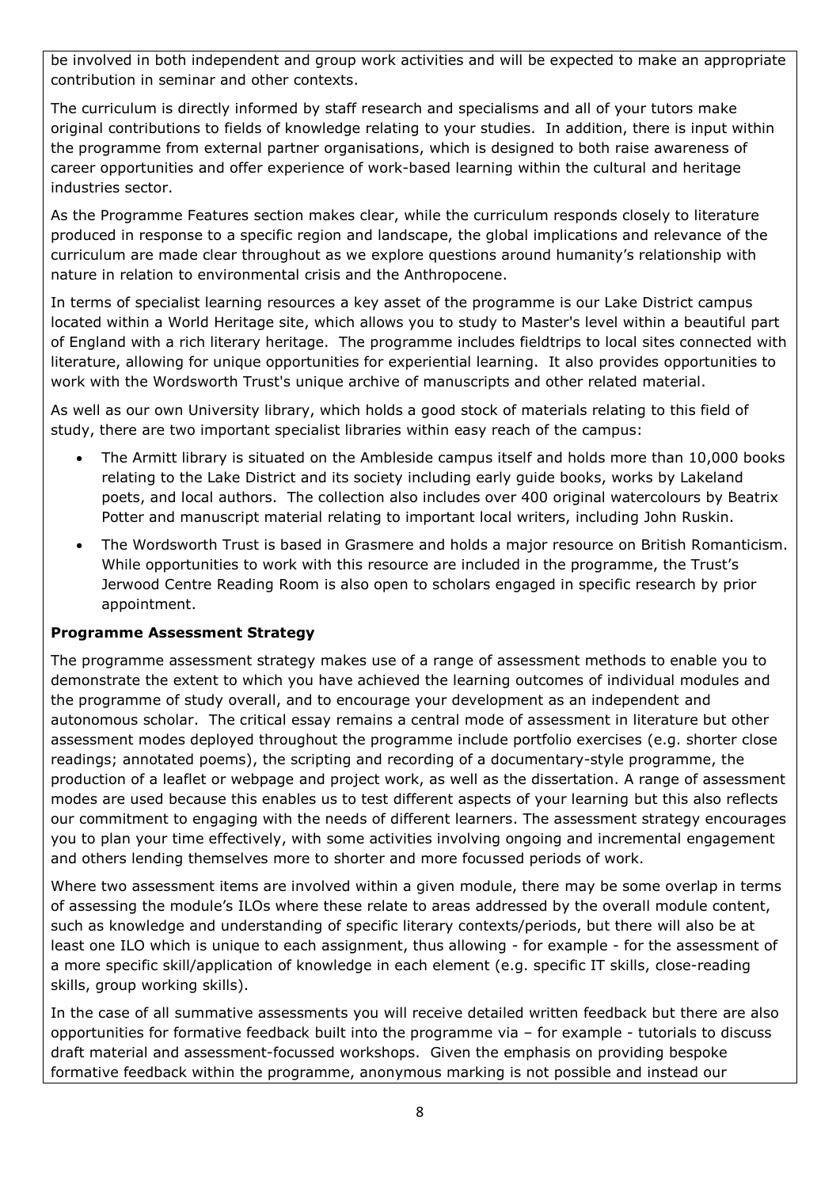be involved in both independent and group work activities and will be expected to make an appropriate contribution in seminar and other contexts.

The curriculum is directly informed by staff research and specialisms and all of your tutors make original contributions to fields of knowledge relating to your studies. In addition, there is input within the programme from external partner organisations, which is designed to both raise awareness of career opportunities and offer experience of work-based learning within the cultural and heritage industries sector.

As the Programme Features section makes clear, while the curriculum responds closely to literature produced in response to a specific region and landscape, the global implications and relevance of the curriculum are made clear throughout as we explore questions around humanity's relationship with nature in relation to environmental crisis and the Anthropocene.

In terms of specialist learning resources a key asset of the programme is our Lake District campus located within a World Heritage site, which allows you to study to Master's level within a beautiful part of England with a rich literary heritage. The programme includes fieldtrips to local sites connected with literature, allowing for unique opportunities for experiential learning. It also provides opportunities to work with the Wordsworth Trust's unique archive of manuscripts and other related material.

As well as our own University library, which holds a good stock of materials relating to this field of study, there are two important specialist libraries within easy reach of the campus:

- The Armitt library is situated on the Ambleside campus itself and holds more than 10,000 books relating to the Lake District and its society including early guide books, works by Lakeland poets, and local authors. The collection also includes over 400 original watercolours by Beatrix Potter and manuscript material relating to important local writers, including John Ruskin.
- The Wordsworth Trust is based in Grasmere and holds a major resource on British Romanticism. While opportunities to work with this resource are included in the programme, the Trust's Jerwood Centre Reading Room is also open to scholars engaged in specific research by prior appointment.

**Programme Assessment Strategy**

The programme assessment strategy makes use of a range of assessment methods to enable you to demonstrate the extent to which you have achieved the learning outcomes of individual modules and the programme of study overall, and to encourage your development as an independent and autonomous scholar. The critical essay remains a central mode of assessment in literature but other assessment modes deployed throughout the programme include portfolio exercises (e.g. shorter close readings; annotated poems), the scripting and recording of a documentary-style programme, the production of a leaflet or webpage and project work, as well as the dissertation. A range of assessment modes are used because this enables us to test different aspects of your learning but this also reflects our commitment to engaging with the needs of different learners. The assessment strategy encourages you to plan your time effectively, with some activities involving ongoing and incremental engagement and others lending themselves more to shorter and more focussed periods of work.

Where two assessment items are involved within a given module, there may be some overlap in terms of assessing the module's ILOs where these relate to areas addressed by the overall module content, such as knowledge and understanding of specific literary contexts/periods, but there will also be at least one ILO which is unique to each assignment, thus allowing - for example - for the assessment of a more specific skill/application of knowledge in each element (e.g. specific IT skills, close-reading skills, group working skills).

In the case of all summative assessments you will receive detailed written feedback but there are also opportunities for formative feedback built into the programme via – for example - tutorials to discuss draft material and assessment-focussed workshops. Given the emphasis on providing bespoke formative feedback within the programme, anonymous marking is not possible and instead our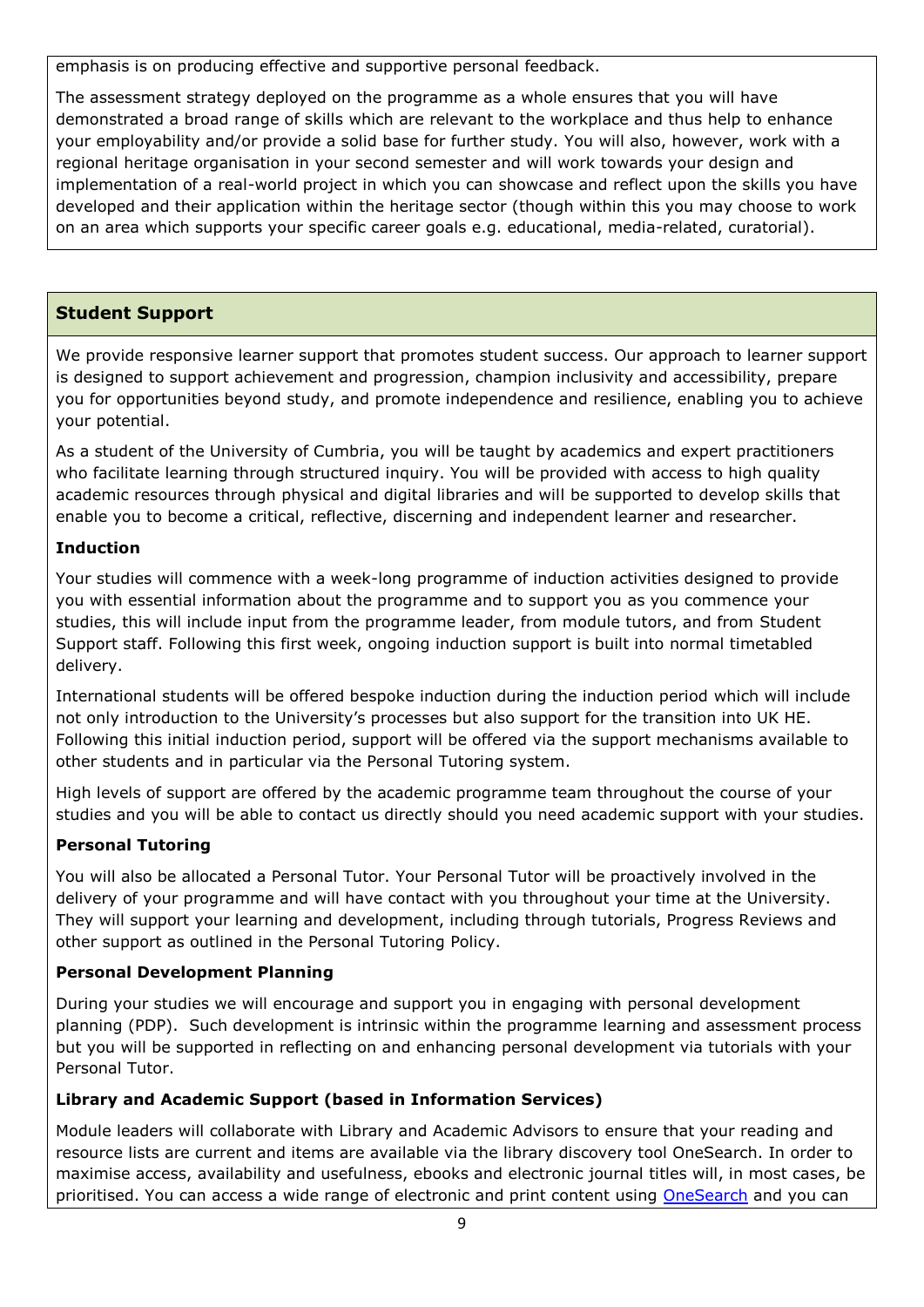emphasis is on producing effective and supportive personal feedback.

The assessment strategy deployed on the programme as a whole ensures that you will have demonstrated a broad range of skills which are relevant to the workplace and thus help to enhance your employability and/or provide a solid base for further study. You will also, however, work with a regional heritage organisation in your second semester and will work towards your design and implementation of a real-world project in which you can showcase and reflect upon the skills you have developed and their application within the heritage sector (though within this you may choose to work on an area which supports your specific career goals e.g. educational, media-related, curatorial).

## Student Support

We provide responsive learner support that promotes student success. Our approach to learner support is designed to support achievement and progression, champion inclusivity and accessibility, prepare you for opportunities beyond study, and promote independence and resilience, enabling you to achieve your potential.

As a student of the University of Cumbria, you will be taught by academics and expert practitioners who facilitate learning through structured inquiry. You will be provided with access to high quality academic resources through physical and digital libraries and will be supported to develop skills that enable you to become a critical, reflective, discerning and independent learner and researcher.

### Induction

Your studies will commence with a week-long programme of induction activities designed to provide you with essential information about the programme and to support you as you commence your studies, this will include input from the programme leader, from module tutors, and from Student Support staff. Following this first week, ongoing induction support is built into normal timetabled delivery.

International students will be offered bespoke induction during the induction period which will include not only introduction to the University's processes but also support for the transition into UK HE. Following this initial induction period, support will be offered via the support mechanisms available to other students and in particular via the Personal Tutoring system.

High levels of support are offered by the academic programme team throughout the course of your studies and you will be able to contact us directly should you need academic support with your studies.

### Personal Tutoring

You will also be allocated a Personal Tutor. Your Personal Tutor will be proactively involved in the delivery of your programme and will have contact with you throughout your time at the University. They will support your learning and development, including through tutorials, Progress Reviews and other support as outlined in the Personal Tutoring Policy.

### Personal Development Planning

During your studies we will encourage and support you in engaging with personal development planning (PDP). Such development is intrinsic within the programme learning and assessment process but you will be supported in reflecting on and enhancing personal development via tutorials with your Personal Tutor.

### Library and Academic Support (based in Information Services)

Module leaders will collaborate with Library and Academic Advisors to ensure that your reading and resource lists are current and items are available via the library discovery tool OneSearch. In order to maximise access, availability and usefulness, ebooks and electronic journal titles will, in most cases, be prioritised. You can access a wide range of electronic and print content using OneSearch and you can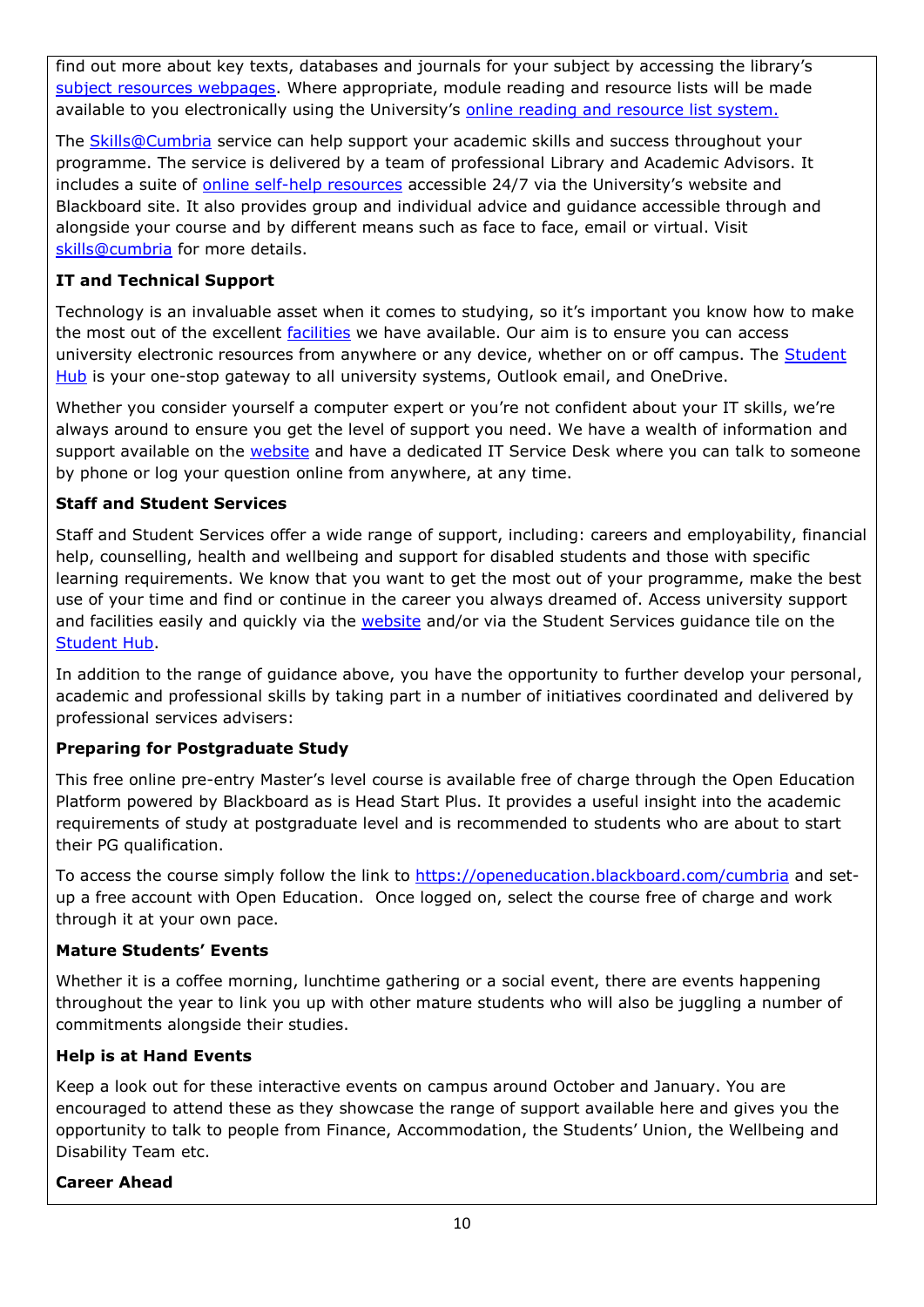find out more about key texts, databases and journals for your subject by accessing the library's subject resources webpages. Where appropriate, module reading and resource lists will be made available to you electronically using the University's online reading and resource list system.

The Skills@Cumbria service can help support your academic skills and success throughout your programme. The service is delivered by a team of professional Library and Academic Advisors. It includes a suite of online self-help resources accessible 24/7 via the University's website and Blackboard site. It also provides group and individual advice and guidance accessible through and alongside your course and by different means such as face to face, email or virtual. Visit skills@cumbria for more details.

**IT and Technical Support**

Technology is an invaluable asset when it comes to studying, so it's important you know how to make the most out of the excellent facilities we have available. Our aim is to ensure you can access university electronic resources from anywhere or any device, whether on or off campus. The Student Hub is your one-stop gateway to all university systems, Outlook email, and OneDrive.

Whether you consider yourself a computer expert or you're not confident about your IT skills, we're always around to ensure you get the level of support you need. We have a wealth of information and support available on the website and have a dedicated IT Service Desk where you can talk to someone by phone or log your question online from anywhere, at any time.

**Staff and Student Services**

Staff and Student Services offer a wide range of support, including: careers and employability, financial help, counselling, health and wellbeing and support for disabled students and those with specific learning requirements. We know that you want to get the most out of your programme, make the best use of your time and find or continue in the career you always dreamed of. Access university support and facilities easily and quickly via the website and/or via the Student Services guidance tile on the Student Hub.

In addition to the range of guidance above, you have the opportunity to further develop your personal, academic and professional skills by taking part in a number of initiatives coordinated and delivered by professional services advisers:

**Preparing for Postgraduate Study**

This free online pre-entry Master's level course is available free of charge through the Open Education Platform powered by Blackboard as is Head Start Plus. It provides a useful insight into the academic requirements of study at postgraduate level and is recommended to students who are about to start their PG qualification.

To access the course simply follow the link to https://openeducation.blackboard.com/cumbria and set-up a free account with Open Education. Once logged on, select the course free of charge and work through it at your own pace.

**Mature Students' Events**

Whether it is a coffee morning, lunchtime gathering or a social event, there are events happening throughout the year to link you up with other mature students who will also be juggling a number of commitments alongside their studies.

**Help is at Hand Events**

Keep a look out for these interactive events on campus around October and January. You are encouraged to attend these as they showcase the range of support available here and gives you the opportunity to talk to people from Finance, Accommodation, the Students' Union, the Wellbeing and Disability Team etc.

**Career Ahead**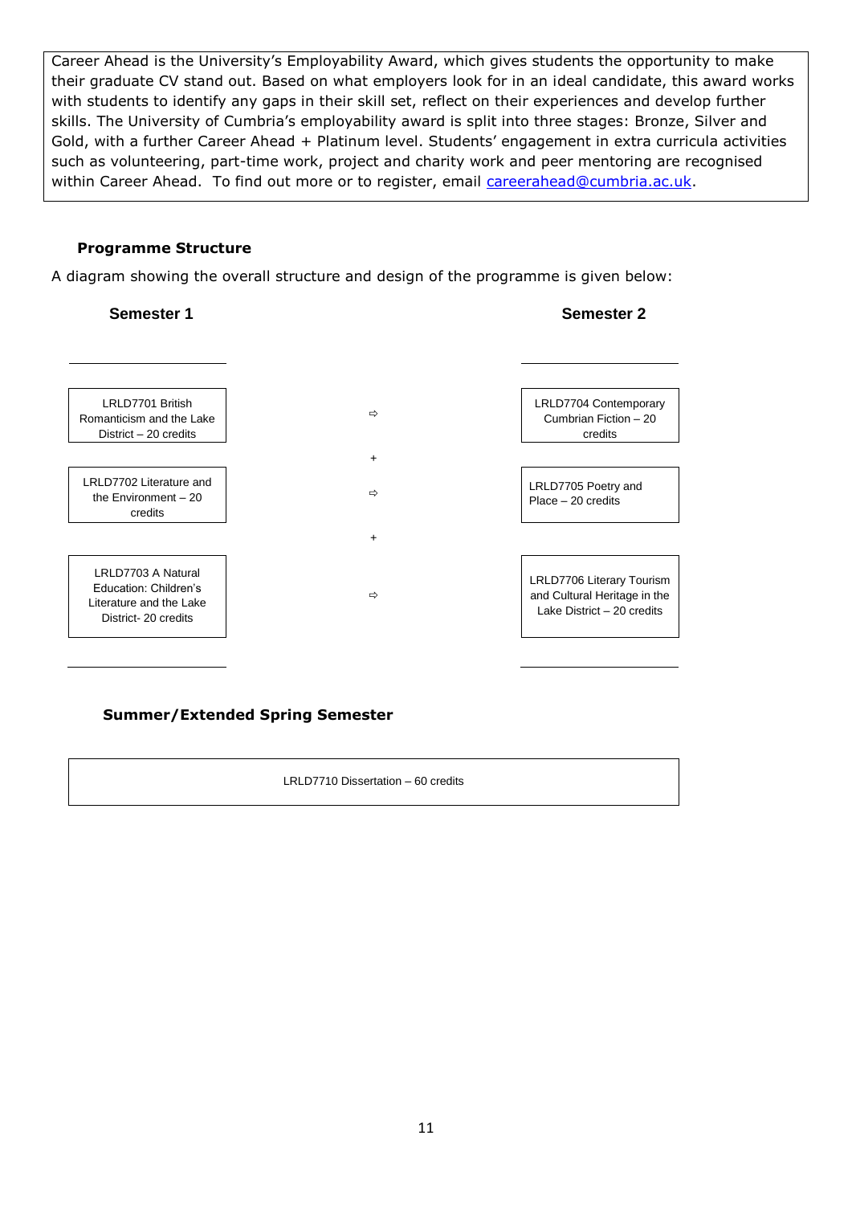Career Ahead is the University's Employability Award, which gives students the opportunity to make their graduate CV stand out. Based on what employers look for in an ideal candidate, this award works with students to identify any gaps in their skill set, reflect on their experiences and develop further skills. The University of Cumbria's employability award is split into three stages: Bronze, Silver and Gold, with a further Career Ahead + Platinum level. Students' engagement in extra curricula activities such as volunteering, part-time work, project and charity work and peer mentoring are recognised within Career Ahead. To find out more or to register, email careerahead@cumbria.ac.uk.

## Programme Structure

A diagram showing the overall structure and design of the programme is given below:

| Semester 1 | | Semester 2 |
|---|---|---|
| LRLD7701 British Romanticism and the Lake District – 20 credits | ⇨ | LRLD7704 Contemporary Cumbrian Fiction – 20 credits |
| | + | |
| LRLD7702 Literature and the Environment – 20 credits | ⇨ | LRLD7705 Poetry and Place – 20 credits |
| | + | |
| LRLD7703 A Natural Education: Children's Literature and the Lake District- 20 credits | ⇨ | LRLD7706 Literary Tourism and Cultural Heritage in the Lake District – 20 credits |

### Summer/Extended Spring Semester

LRLD7710 Dissertation – 60 credits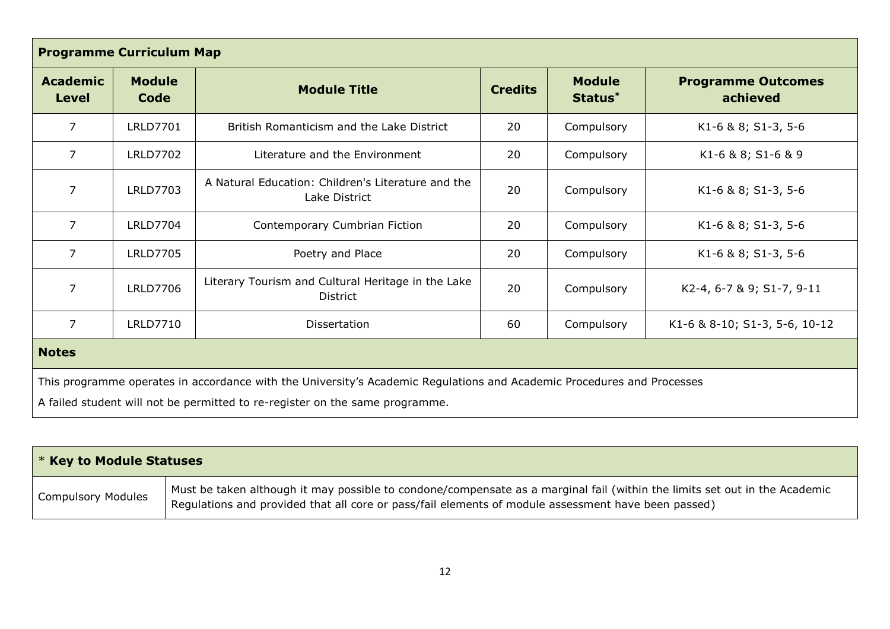## Programme Curriculum Map

| Academic Level | Module Code | Module Title | Credits | Module Status* | Programme Outcomes achieved |
|---|---|---|---|---|---|
| 7 | LRLD7701 | British Romanticism and the Lake District | 20 | Compulsory | K1-6 & 8; S1-3, 5-6 |
| 7 | LRLD7702 | Literature and the Environment | 20 | Compulsory | K1-6 & 8; S1-6 & 9 |
| 7 | LRLD7703 | A Natural Education: Children's Literature and the Lake District | 20 | Compulsory | K1-6 & 8; S1-3, 5-6 |
| 7 | LRLD7704 | Contemporary Cumbrian Fiction | 20 | Compulsory | K1-6 & 8; S1-3, 5-6 |
| 7 | LRLD7705 | Poetry and Place | 20 | Compulsory | K1-6 & 8; S1-3, 5-6 |
| 7 | LRLD7706 | Literary Tourism and Cultural Heritage in the Lake District | 20 | Compulsory | K2-4, 6-7 & 9; S1-7, 9-11 |
| 7 | LRLD7710 | Dissertation | 60 | Compulsory | K1-6 & 8-10; S1-3, 5-6, 10-12 |

**Notes**

This programme operates in accordance with the University's Academic Regulations and Academic Procedures and Processes

A failed student will not be permitted to re-register on the same programme.

| * **Key to Module Statuses** | |
|---|---|
| Compulsory Modules | Must be taken although it may possible to condone/compensate as a marginal fail (within the limits set out in the Academic Regulations and provided that all core or pass/fail elements of module assessment have been passed) |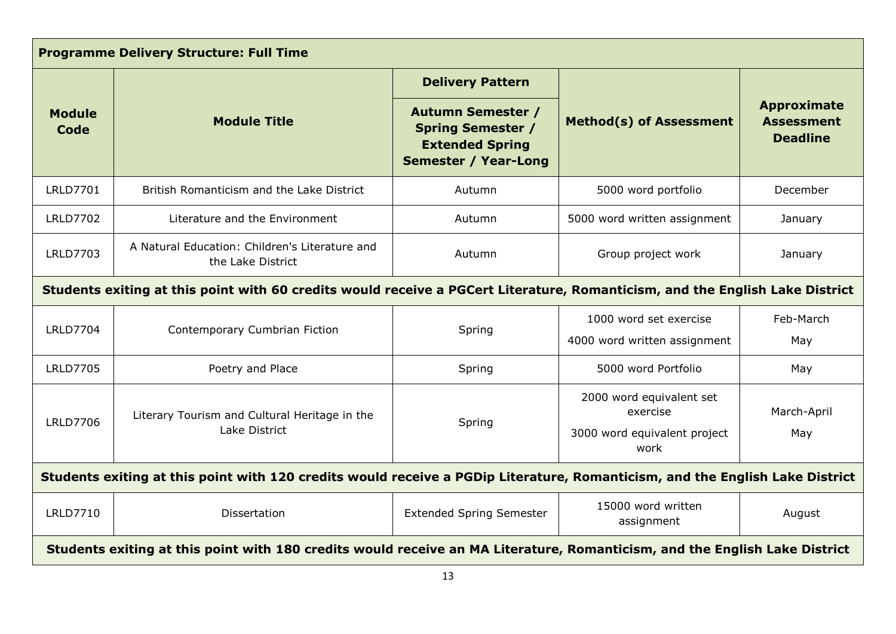| Programme Delivery Structure: Full Time | | | | |
|---|---|---|---|---|
| **Module Code** | **Module Title** | **Delivery Pattern**<br>**Autumn Semester / Spring Semester / Extended Spring Semester / Year-Long** | **Method(s) of Assessment** | **Approximate Assessment Deadline** |
| LRLD7701 | British Romanticism and the Lake District | Autumn | 5000 word portfolio | December |
| LRLD7702 | Literature and the Environment | Autumn | 5000 word written assignment | January |
| LRLD7703 | A Natural Education: Children's Literature and the Lake District | Autumn | Group project work | January |
| **Students exiting at this point with 60 credits would receive a PGCert Literature, Romanticism, and the English Lake District** | | | | |
| LRLD7704 | Contemporary Cumbrian Fiction | Spring | 1000 word set exercise<br>4000 word written assignment | Feb-March<br>May |
| LRLD7705 | Poetry and Place | Spring | 5000 word Portfolio | May |
| LRLD7706 | Literary Tourism and Cultural Heritage in the Lake District | Spring | 2000 word equivalent set exercise<br>3000 word equivalent project work | March-April<br>May |
| **Students exiting at this point with 120 credits would receive a PGDip Literature, Romanticism, and the English Lake District** | | | | |
| LRLD7710 | Dissertation | Extended Spring Semester | 15000 word written assignment | August |
| **Students exiting at this point with 180 credits would receive an MA Literature, Romanticism, and the English Lake District** | | | | |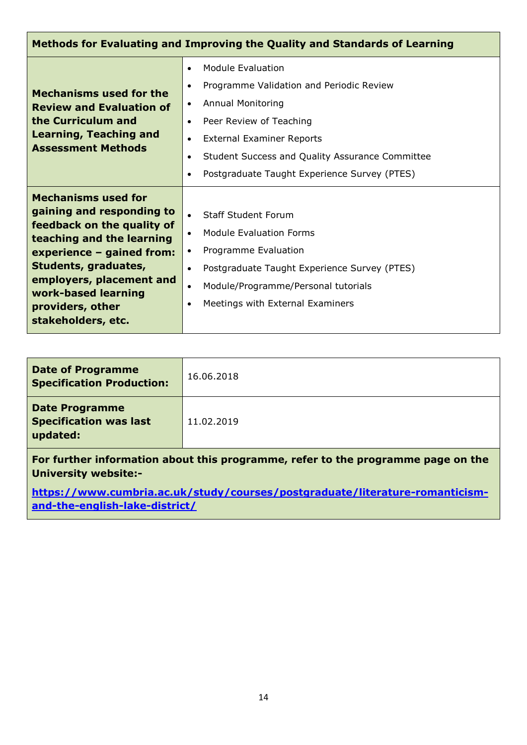| Methods for Evaluating and Improving the Quality and Standards of Learning | |
|---|---|
| **Mechanisms used for the Review and Evaluation of the Curriculum and Learning, Teaching and Assessment Methods** | • Module Evaluation<br>• Programme Validation and Periodic Review<br>• Annual Monitoring<br>• Peer Review of Teaching<br>• External Examiner Reports<br>• Student Success and Quality Assurance Committee<br>• Postgraduate Taught Experience Survey (PTES) |
| **Mechanisms used for gaining and responding to feedback on the quality of teaching and the learning experience – gained from: Students, graduates, employers, placement and work-based learning providers, other stakeholders, etc.** | • Staff Student Forum<br>• Module Evaluation Forms<br>• Programme Evaluation<br>• Postgraduate Taught Experience Survey (PTES)<br>• Module/Programme/Personal tutorials<br>• Meetings with External Examiners |

| | |
|---|---|
| **Date of Programme Specification Production:** | 16.06.2018 |
| **Date Programme Specification was last updated:** | 11.02.2019 |

**For further information about this programme, refer to the programme page on the University website:-**

**https://www.cumbria.ac.uk/study/courses/postgraduate/literature-romanticism-and-the-english-lake-district/**